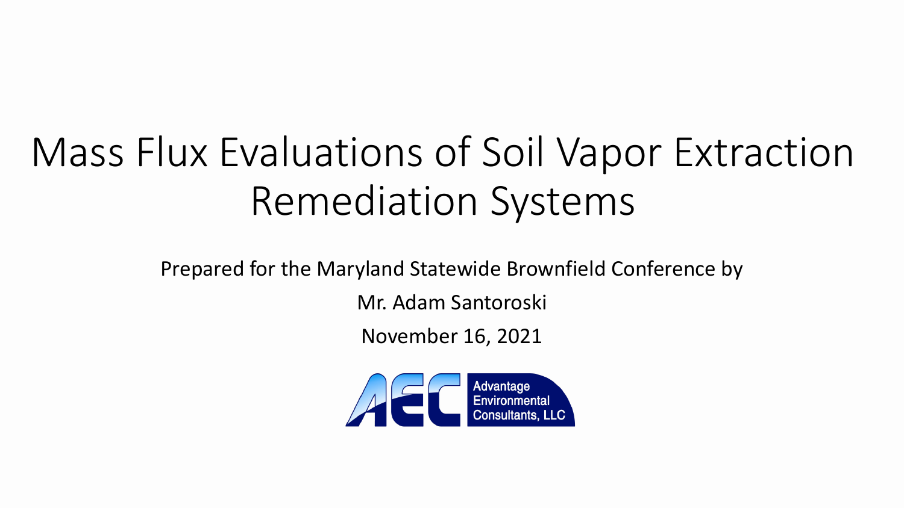# Mass Flux Evaluations of Soil Vapor Extraction Remediation Systems

Prepared for the Maryland Statewide Brownfield Conference by

Mr. Adam Santoroski

November 16, 2021

AEC Advantage Environmental Consultants, LLC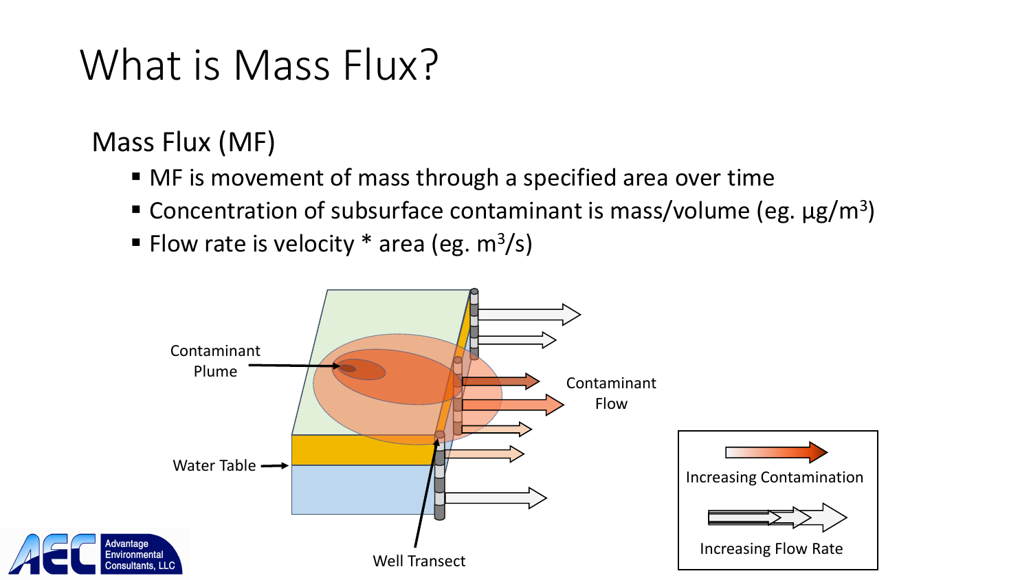# What is Mass Flux?

## Mass Flux (MF)

- MF is movement of mass through a specified area over time
- Concentration of subsurface contaminant is mass/volume (eg. $\mu g/m^3$)
- Flow rate is velocity * area (eg. $m^3/s$)

Contaminant Plume

Water Table

Contaminant Flow

Well Transect

Increasing Contamination

Increasing Flow Rate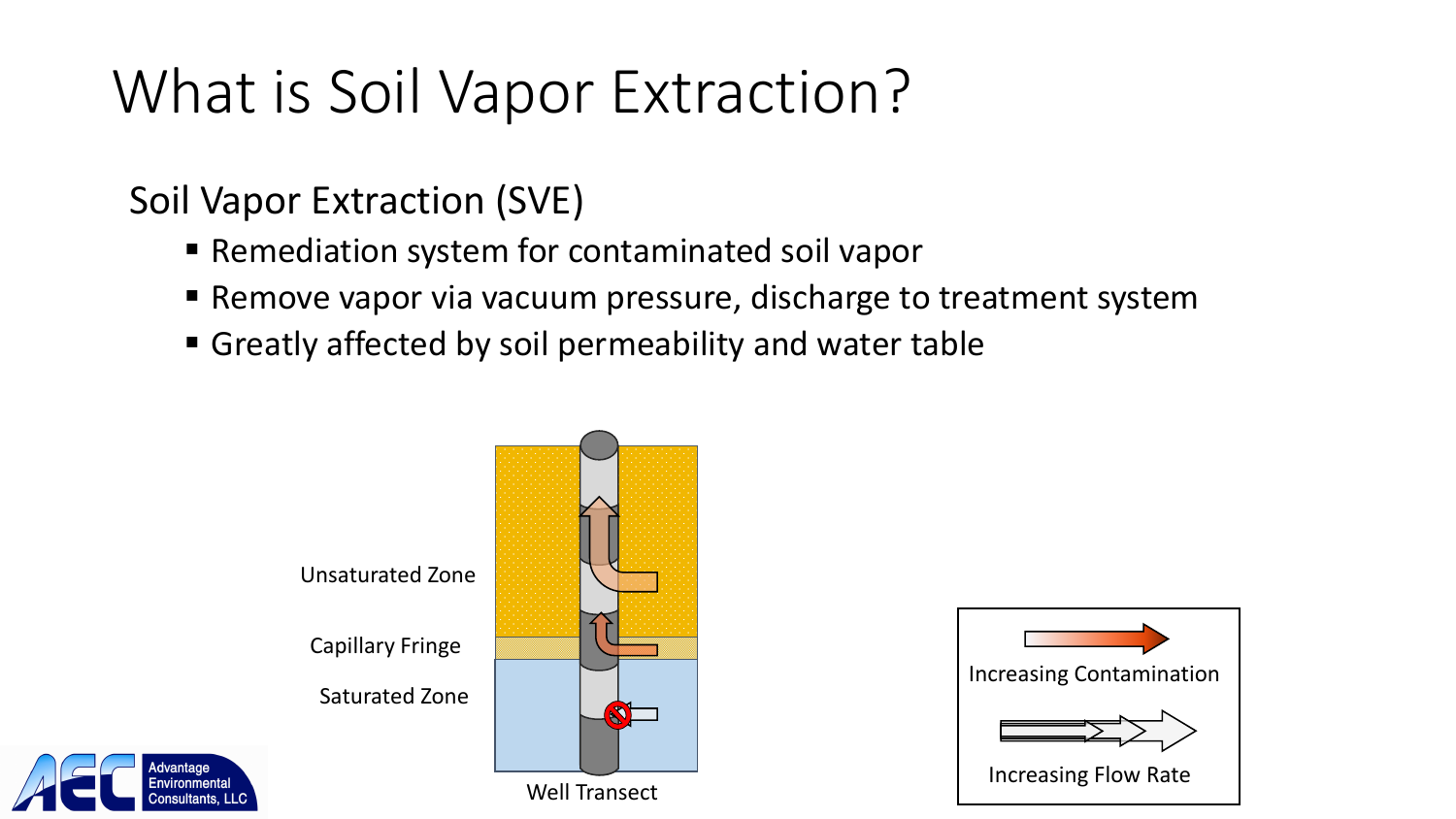# What is Soil Vapor Extraction?

## Soil Vapor Extraction (SVE)

- Remediation system for contaminated soil vapor
- Remove vapor via vacuum pressure, discharge to treatment system
- Greatly affected by soil permeability and water table

Unsaturated Zone

Capillary Fringe

Saturated Zone

Well Transect

Increasing Contamination

Increasing Flow Rate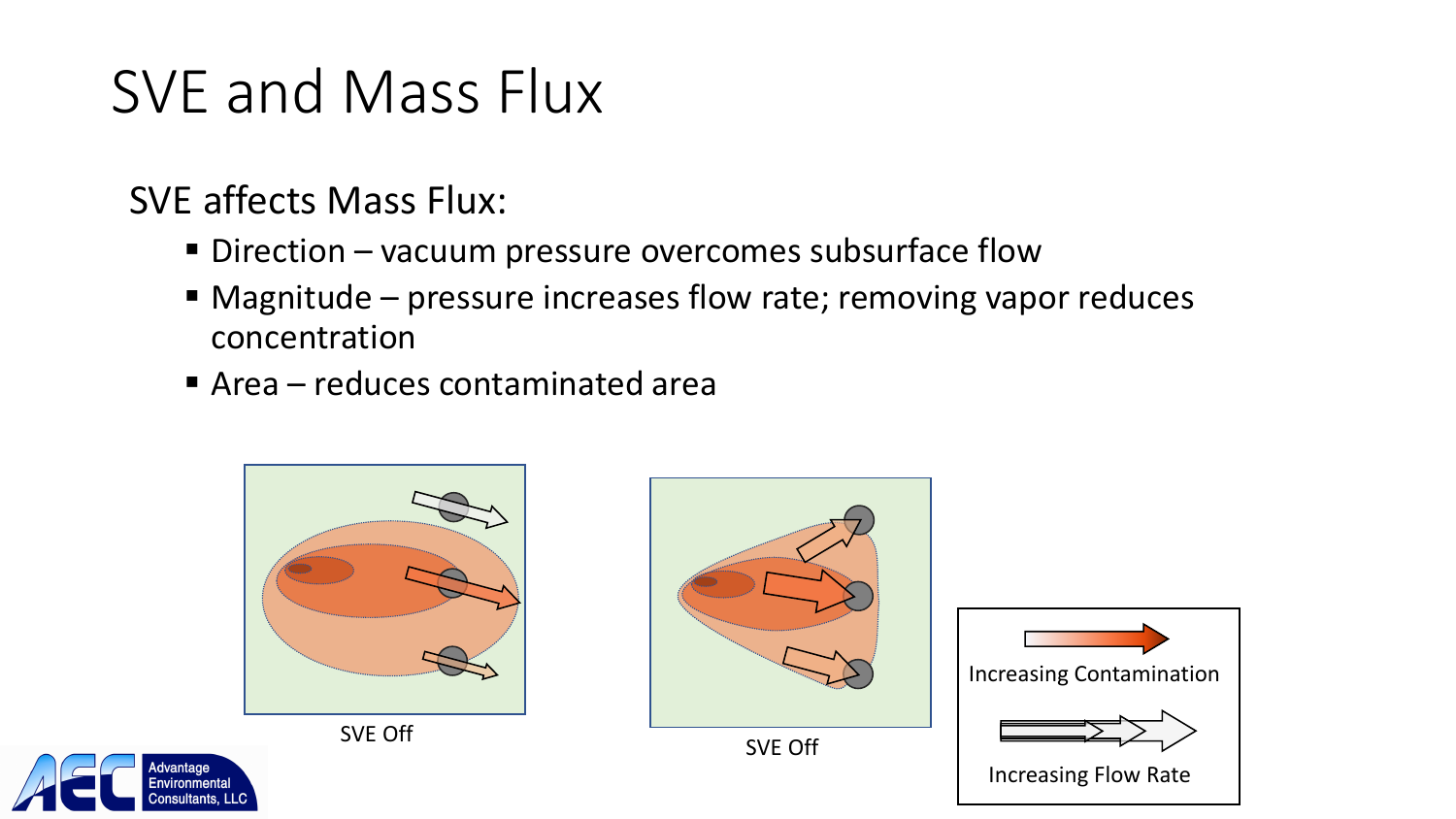# SVE and Mass Flux

SVE affects Mass Flux:

- Direction – vacuum pressure overcomes subsurface flow
- Magnitude – pressure increases flow rate; removing vapor reduces concentration
- Area – reduces contaminated area

SVE Off

SVE Off

Increasing Contamination

Increasing Flow Rate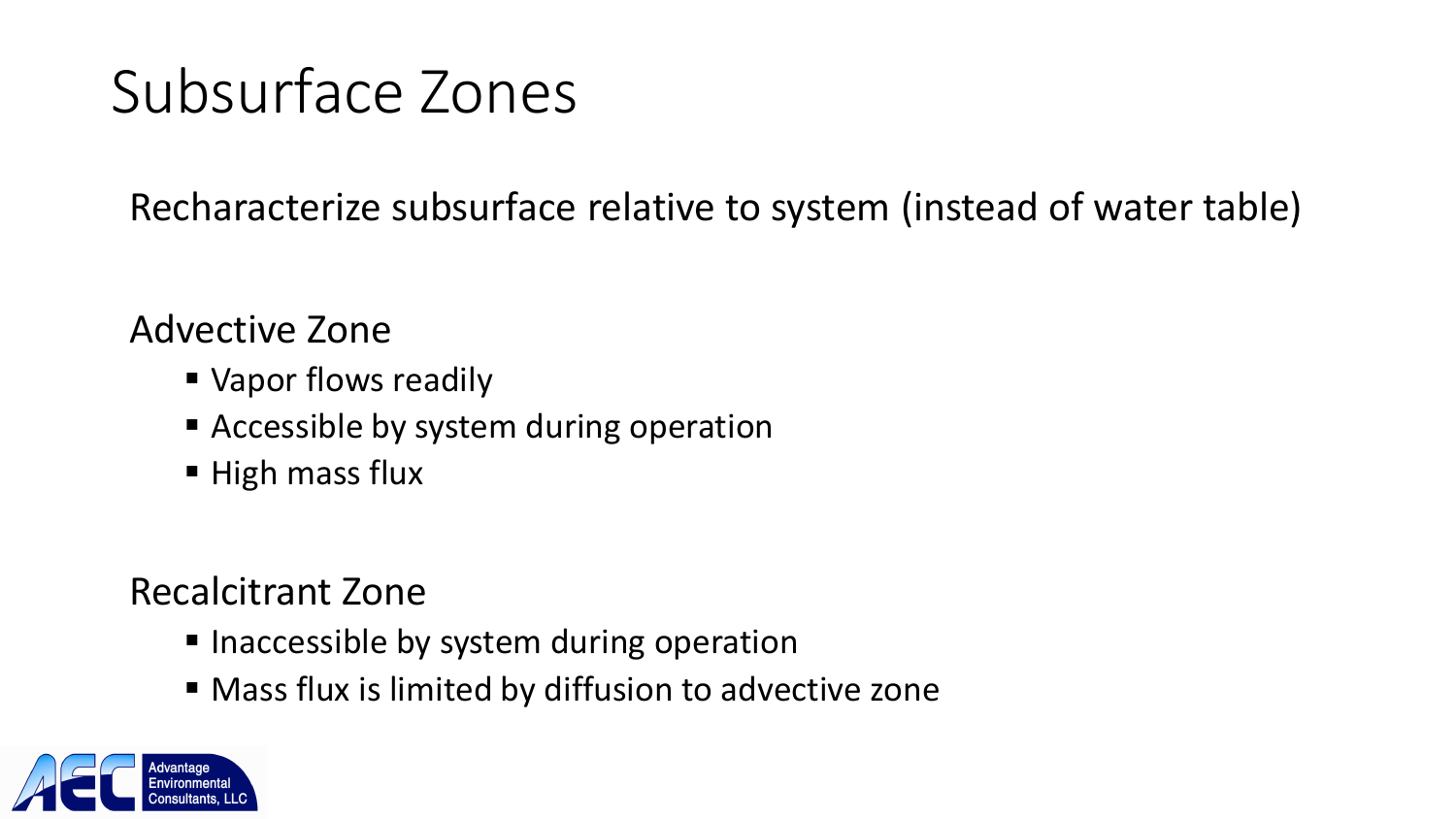# Subsurface Zones

Recharacterize subsurface relative to system (instead of water table)

## Advective Zone

- Vapor flows readily
- Accessible by system during operation
- High mass flux

## Recalcitrant Zone

- Inaccessible by system during operation
- Mass flux is limited by diffusion to advective zone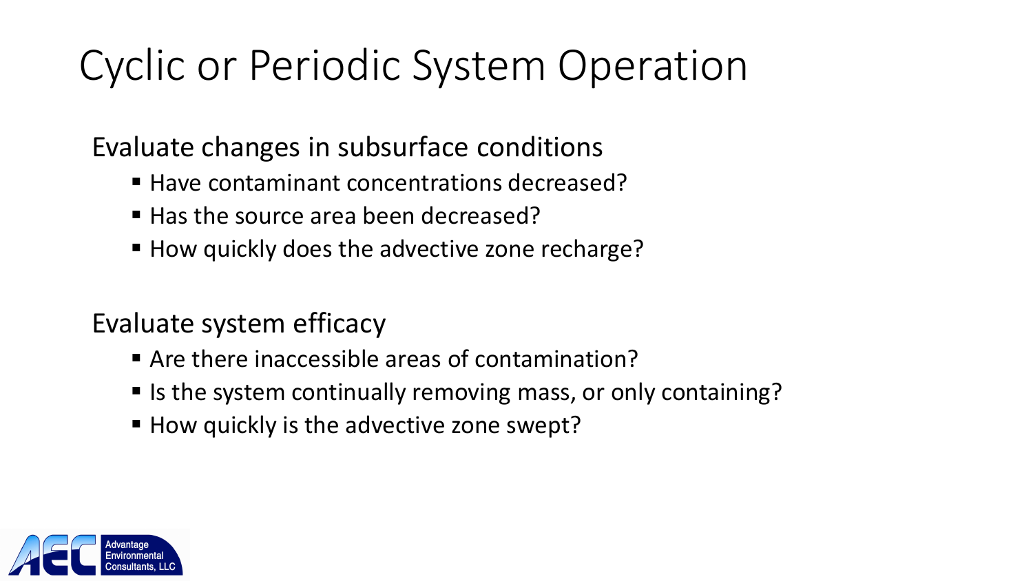# Cyclic or Periodic System Operation

Evaluate changes in subsurface conditions

- Have contaminant concentrations decreased?
- Has the source area been decreased?
- How quickly does the advective zone recharge?

Evaluate system efficacy

- Are there inaccessible areas of contamination?
- Is the system continually removing mass, or only containing?
- How quickly is the advective zone swept?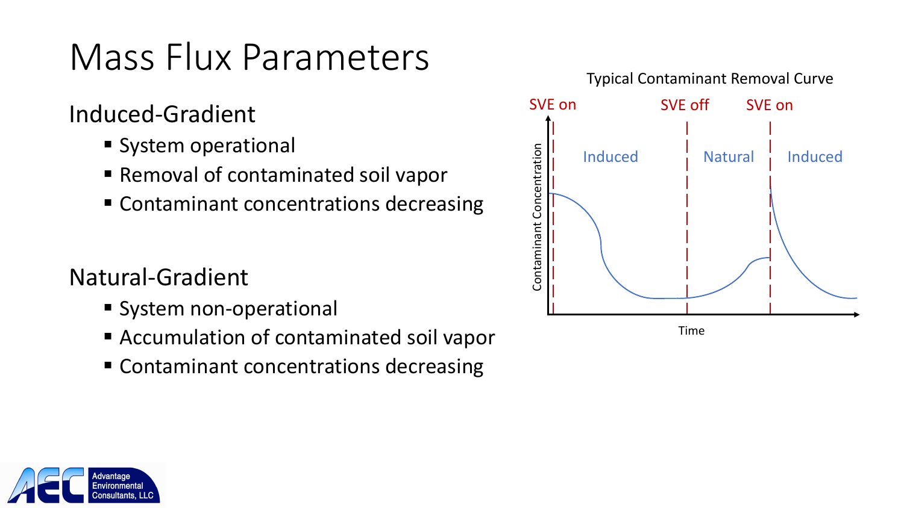# Mass Flux Parameters

## Induced-Gradient

- System operational
- Removal of contaminated soil vapor
- Contaminant concentrations decreasing

## Natural-Gradient

- System non-operational
- Accumulation of contaminated soil vapor
- Contaminant concentrations decreasing

Typical Contaminant Removal Curve

SVE on | SVE off | SVE on

Induced | Natural | Induced

Contaminant Concentration

Time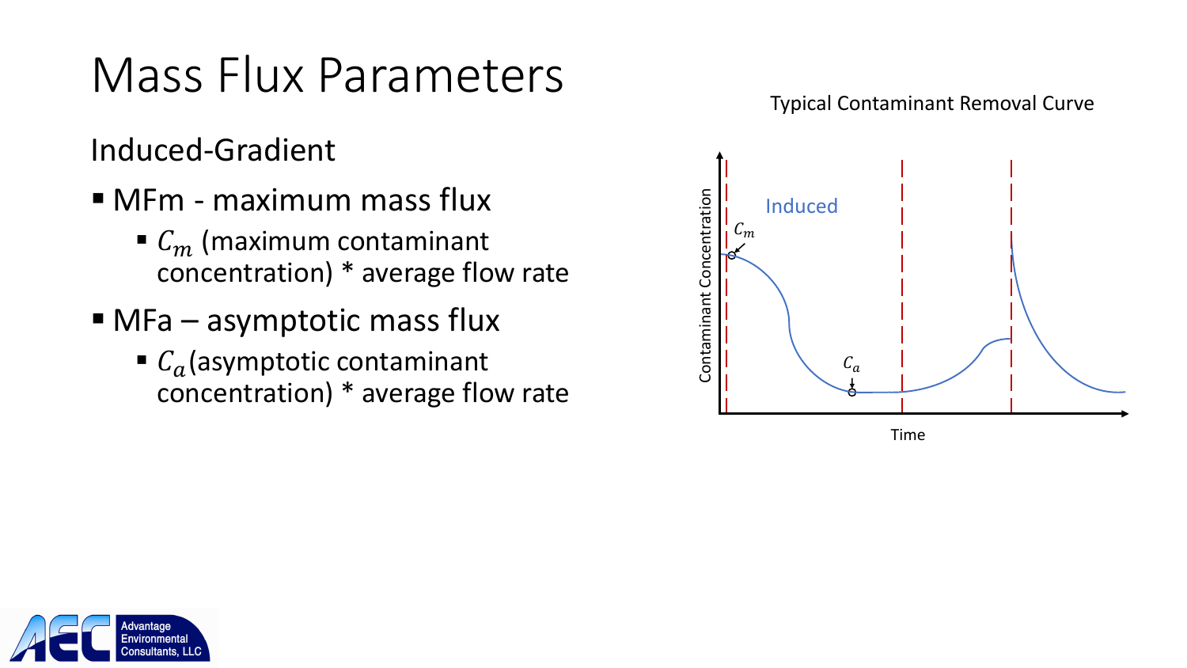# Mass Flux Parameters

Induced-Gradient

- MFm - maximum mass flux
  - $C_m$ (maximum contaminant concentration) * average flow rate
- MFa – asymptotic mass flux
  - $C_a$(asymptotic contaminant concentration) * average flow rate

Typical Contaminant Removal Curve

Induced

$C_m$

$C_a$

Contaminant Concentration

Time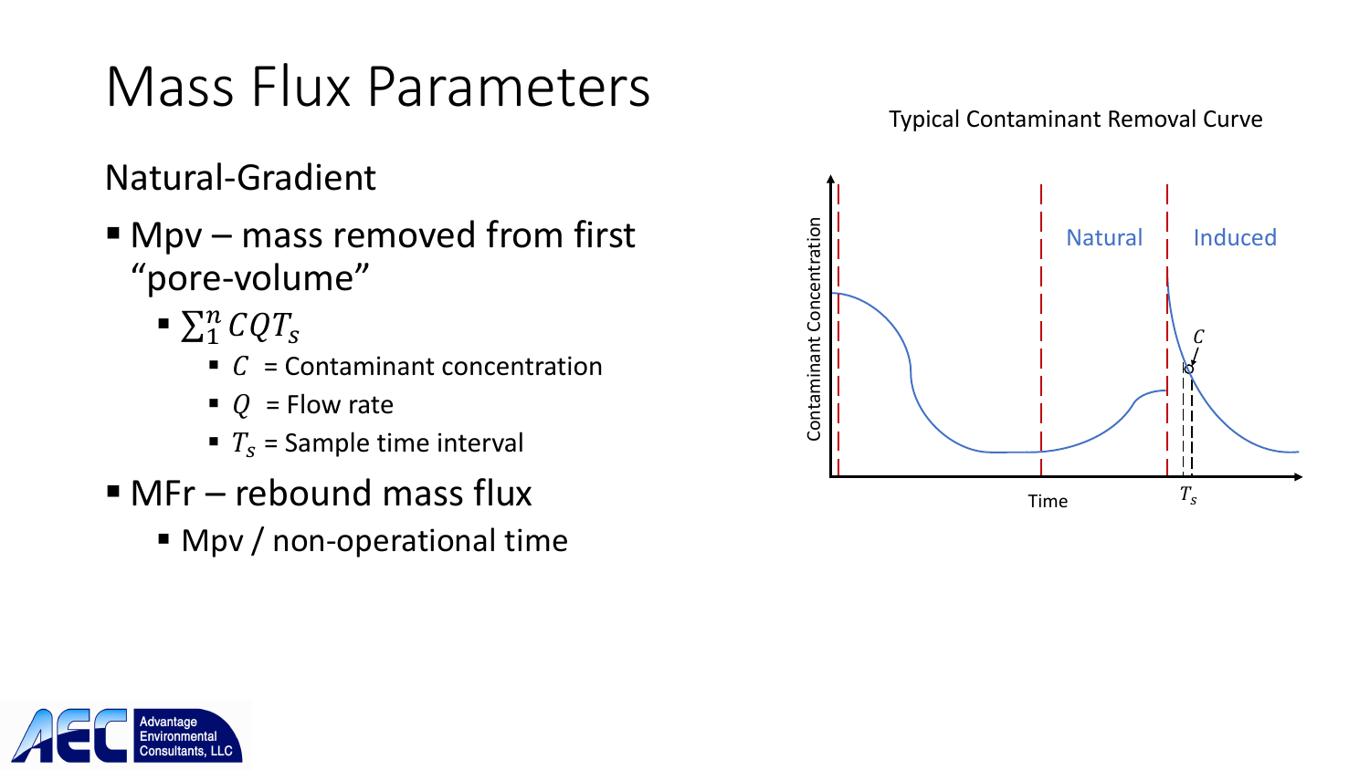# Mass Flux Parameters

## Natural-Gradient

- Mpv – mass removed from first "pore-volume"
  - $\sum_1^n CQT_s$
    - $C$ = Contaminant concentration
    - $Q$ = Flow rate
    - $T_s$ = Sample time interval
- MFr – rebound mass flux
  - Mpv / non-operational time

Typical Contaminant Removal Curve

Contaminant Concentration

Natural

Induced

$C$

Time

$T_s$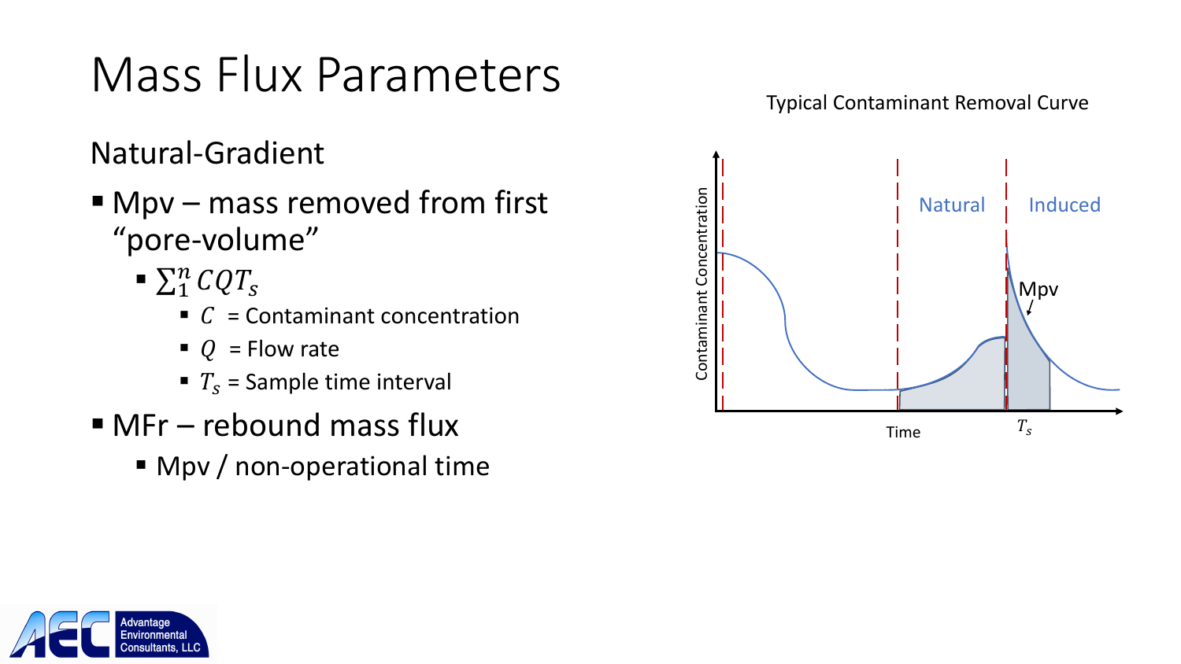# Mass Flux Parameters

## Natural-Gradient

- Mpv – mass removed from first "pore-volume"
  - $\sum_{1}^{n} CQT_s$
    - $C$ = Contaminant concentration
    - $Q$ = Flow rate
    - $T_s$ = Sample time interval
- MFr – rebound mass flux
  - Mpv / non-operational time

Typical Contaminant Removal Curve

Natural | Induced | Mpv | Contaminant Concentration | Time | $T_s$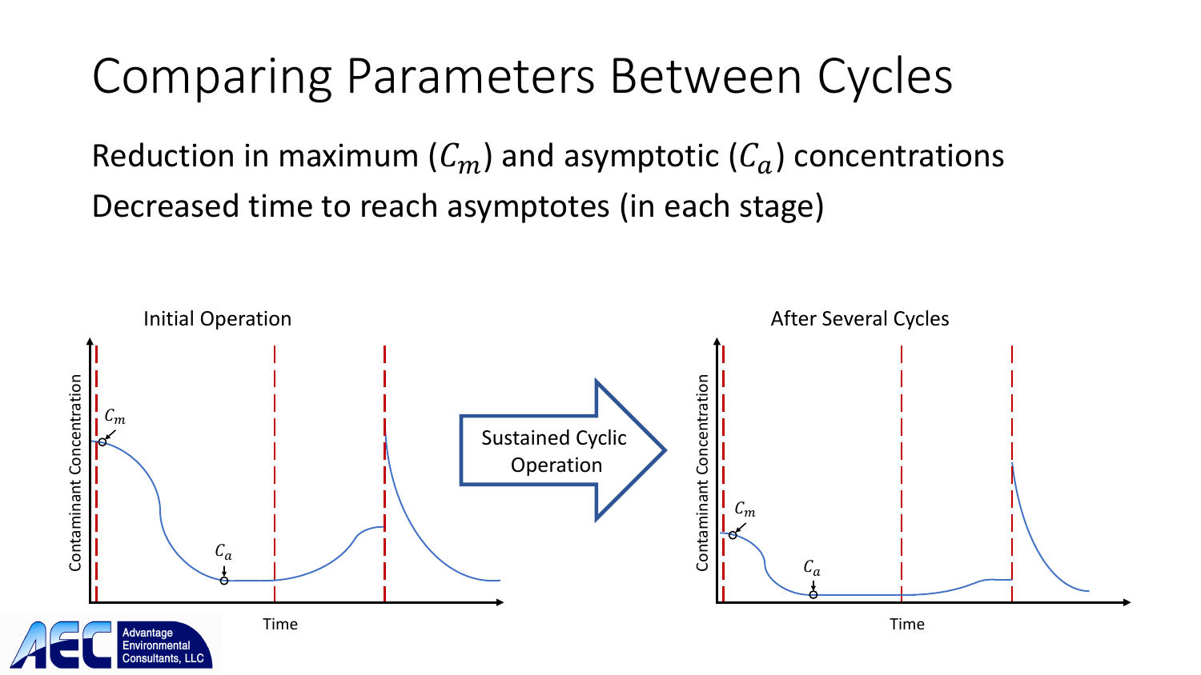# Comparing Parameters Between Cycles

Reduction in maximum ($C_m$) and asymptotic ($C_a$) concentrations

Decreased time to reach asymptotes (in each stage)

Initial Operation

Sustained Cyclic Operation

After Several Cycles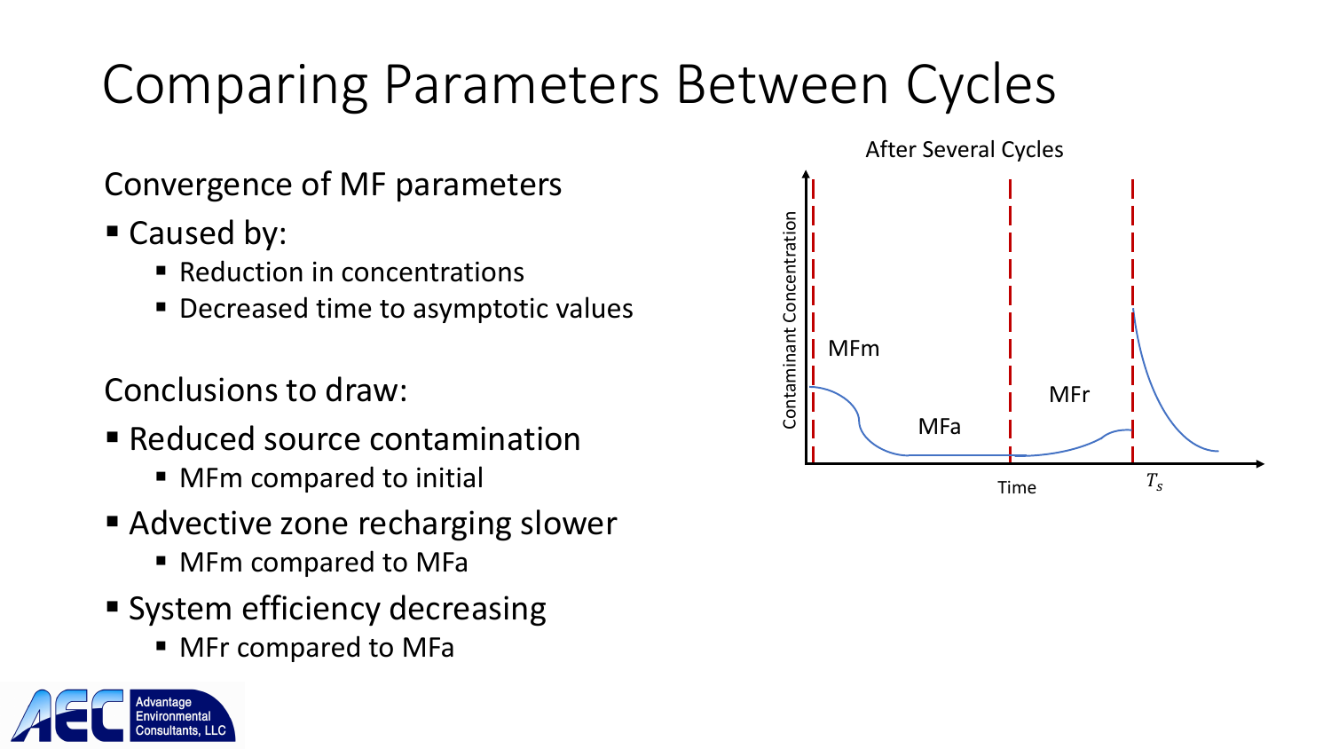# Comparing Parameters Between Cycles

Convergence of MF parameters

- Caused by:
  - Reduction in concentrations
  - Decreased time to asymptotic values

Conclusions to draw:

- Reduced source contamination
  - MFm compared to initial
- Advective zone recharging slower
  - MFm compared to MFa
- System efficiency decreasing
  - MFr compared to MFa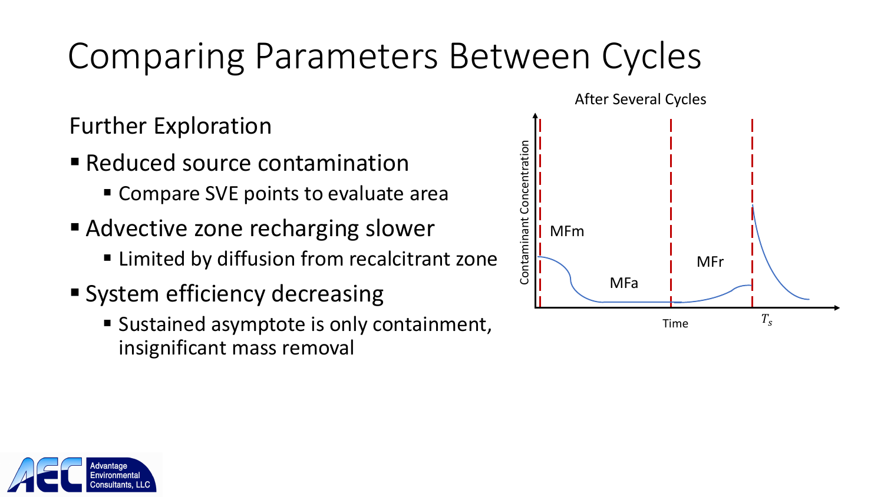# Comparing Parameters Between Cycles

Further Exploration

- Reduced source contamination
  - Compare SVE points to evaluate area
- Advective zone recharging slower
  - Limited by diffusion from recalcitrant zone
- System efficiency decreasing
  - Sustained asymptote is only containment, insignificant mass removal

After Several Cycles

Contaminant Concentration

MFm

MFa

MFr

Time

$T_s$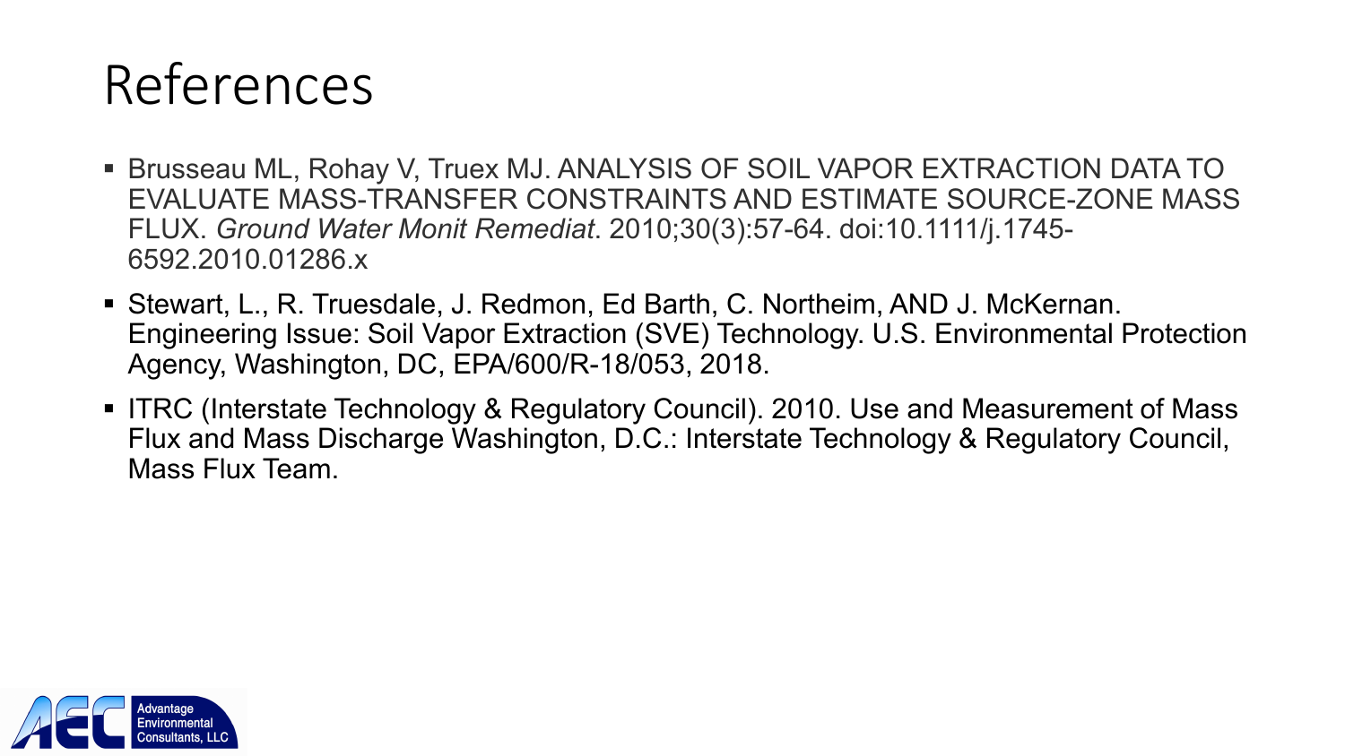# References

- Brusseau ML, Rohay V, Truex MJ. ANALYSIS OF SOIL VAPOR EXTRACTION DATA TO EVALUATE MASS-TRANSFER CONSTRAINTS AND ESTIMATE SOURCE-ZONE MASS FLUX. *Ground Water Monit Remediat*. 2010;30(3):57-64. doi:10.1111/j.1745-6592.2010.01286.x
- Stewart, L., R. Truesdale, J. Redmon, Ed Barth, C. Northeim, AND J. McKernan. Engineering Issue: Soil Vapor Extraction (SVE) Technology. U.S. Environmental Protection Agency, Washington, DC, EPA/600/R-18/053, 2018.
- ITRC (Interstate Technology & Regulatory Council). 2010. Use and Measurement of Mass Flux and Mass Discharge Washington, D.C.: Interstate Technology & Regulatory Council, Mass Flux Team.

AEC Advantage Environmental Consultants, LLC